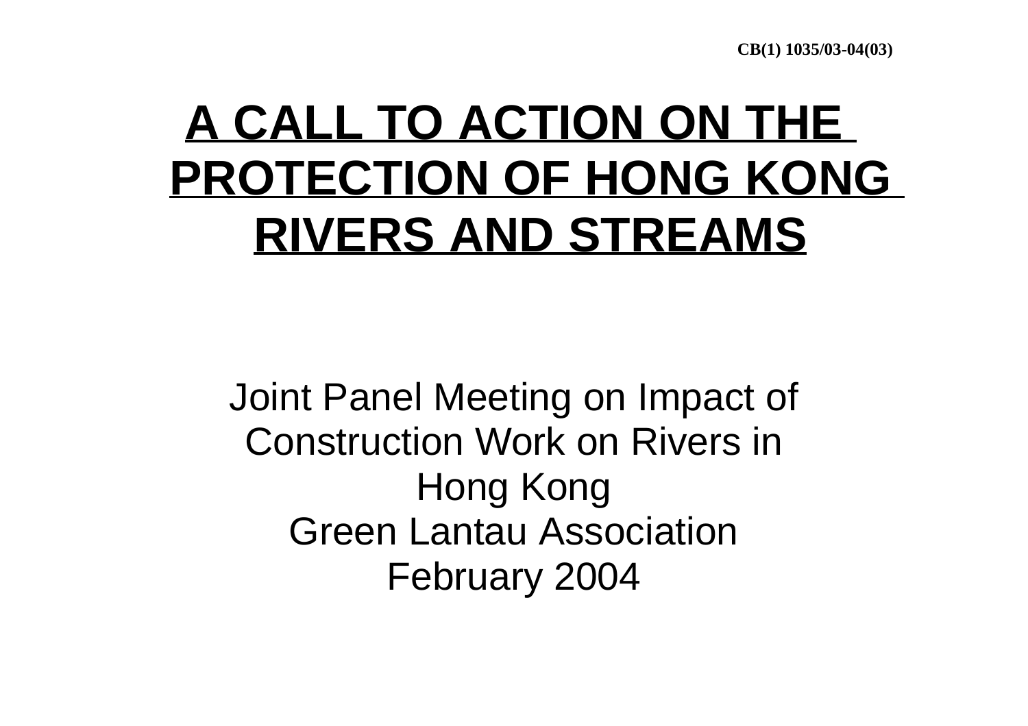CB(1) 1035/03-04(03)

# A CALL TO ACTION ON THE PROTECTION OF HONG KONG RIVERS AND STREAMS

Joint Panel Meeting on Impact of Construction Work on Rivers in Hong Kong

Green Lantau Association

February 2004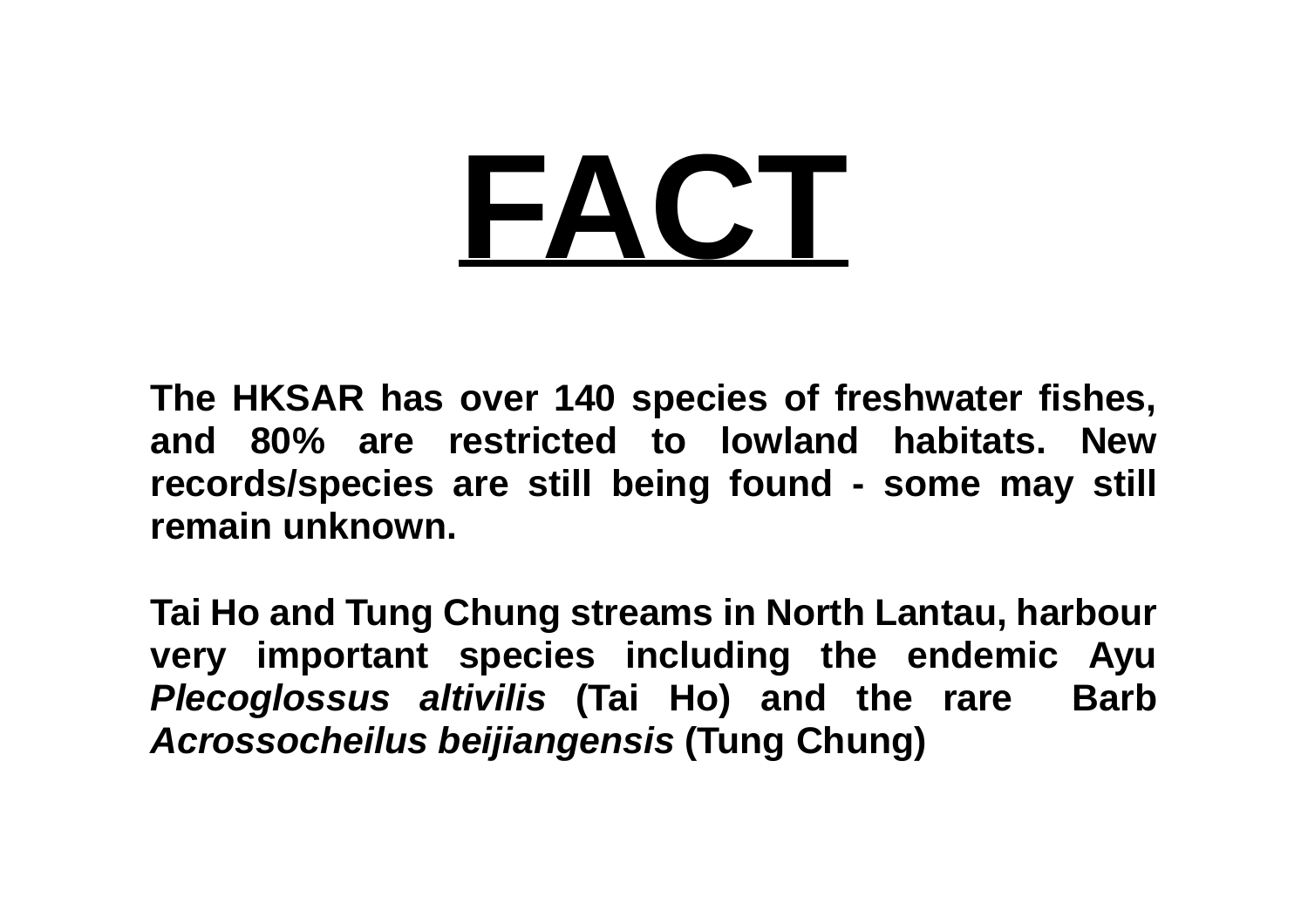# FACT

**The HKSAR has over 140 species of freshwater fishes, and 80% are restricted to lowland habitats. New records/species are still being found - some may still remain unknown.**

**Tai Ho and Tung Chung streams in North Lantau, harbour very important species including the endemic Ayu *Plecoglossus altivilis* (Tai Ho) and the rare Barb *Acrossocheilus beijiangensis* (Tung Chung)**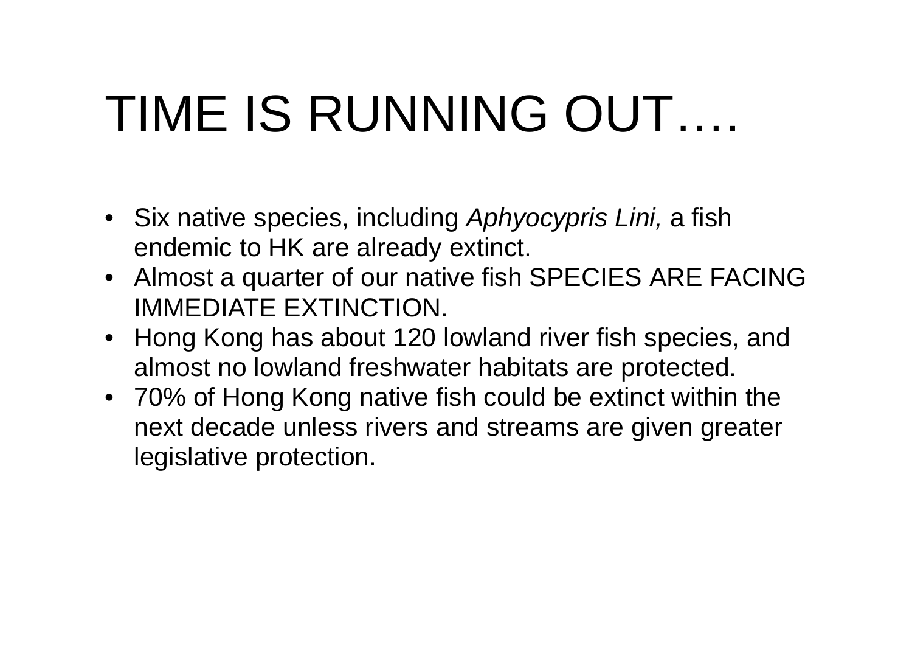# TIME IS RUNNING OUT….

- Six native species, including *Aphyocypris Lini,* a fish endemic to HK are already extinct.
- Almost a quarter of our native fish SPECIES ARE FACING IMMEDIATE EXTINCTION.
- Hong Kong has about 120 lowland river fish species, and almost no lowland freshwater habitats are protected.
- 70% of Hong Kong native fish could be extinct within the next decade unless rivers and streams are given greater legislative protection.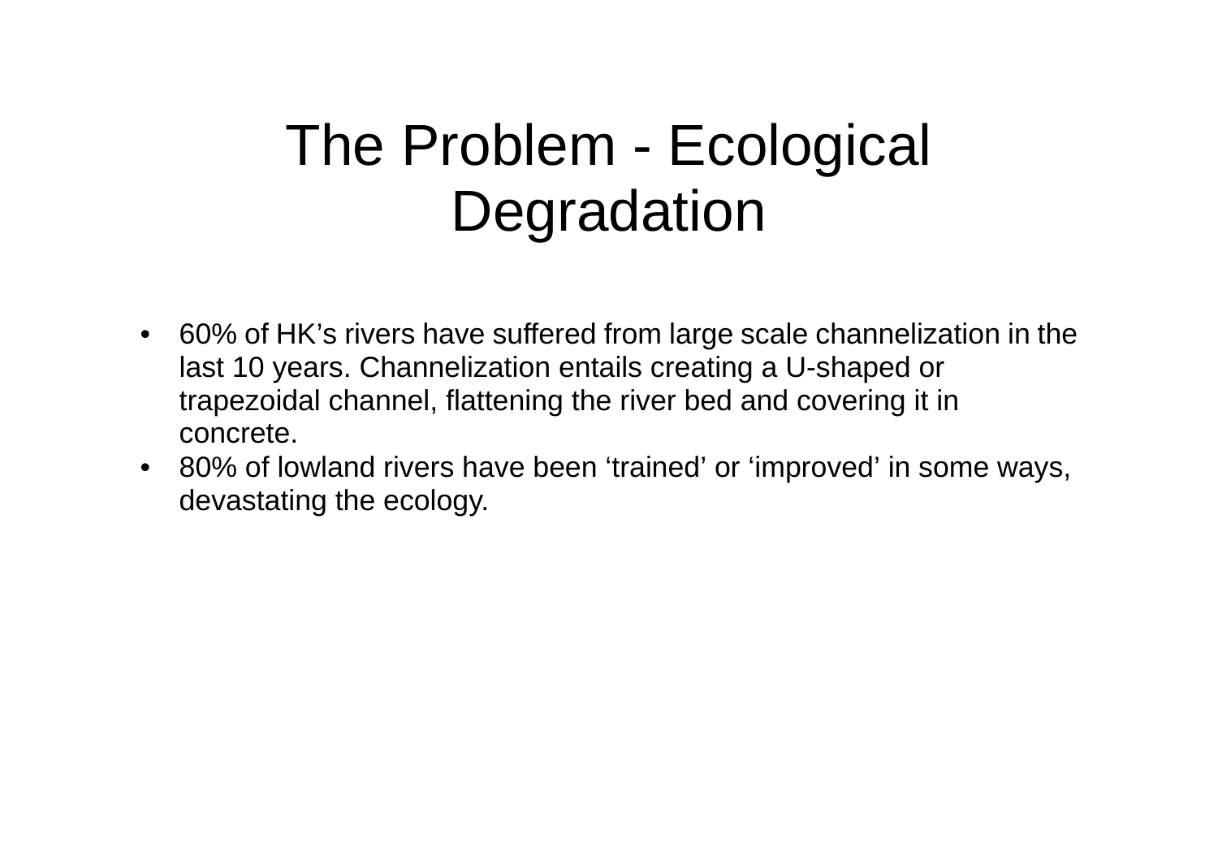# The Problem - Ecological Degradation

- 60% of HK’s rivers have suffered from large scale channelization in the last 10 years. Channelization entails creating a U-shaped or trapezoidal channel, flattening the river bed and covering it in concrete.
- 80% of lowland rivers have been ‘trained’ or ‘improved’ in some ways, devastating the ecology.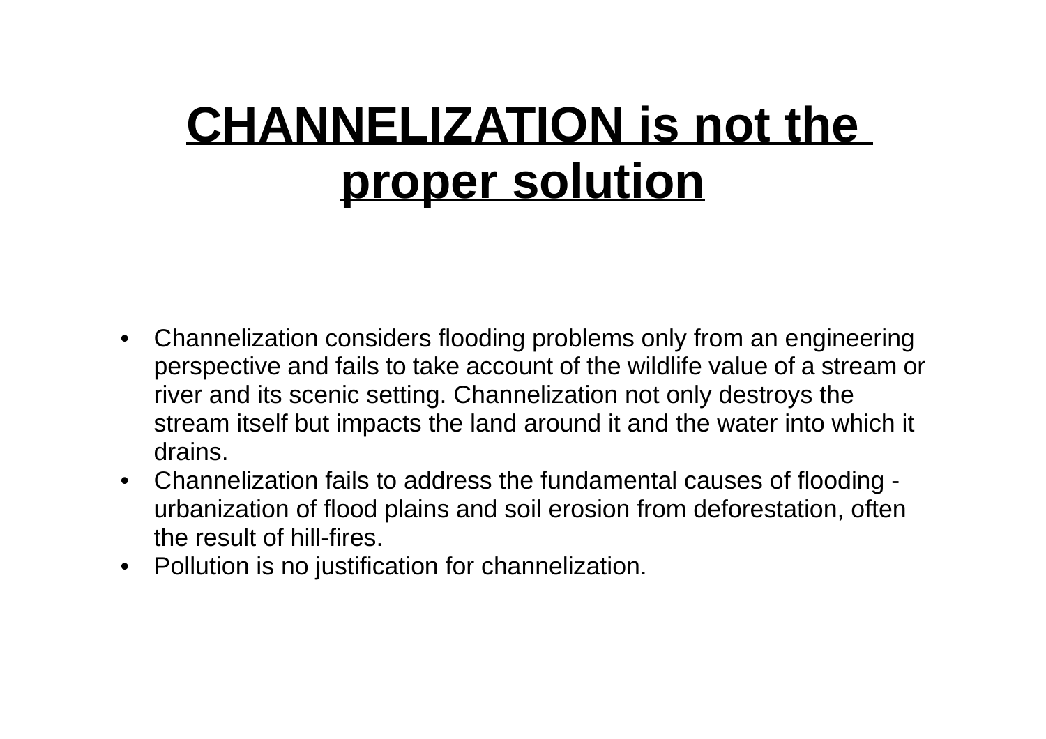# CHANNELIZATION is not the proper solution

- Channelization considers flooding problems only from an engineering perspective and fails to take account of the wildlife value of a stream or river and its scenic setting. Channelization not only destroys the stream itself but impacts the land around it and the water into which it drains.
- Channelization fails to address the fundamental causes of flooding - urbanization of flood plains and soil erosion from deforestation, often the result of hill-fires.
- Pollution is no justification for channelization.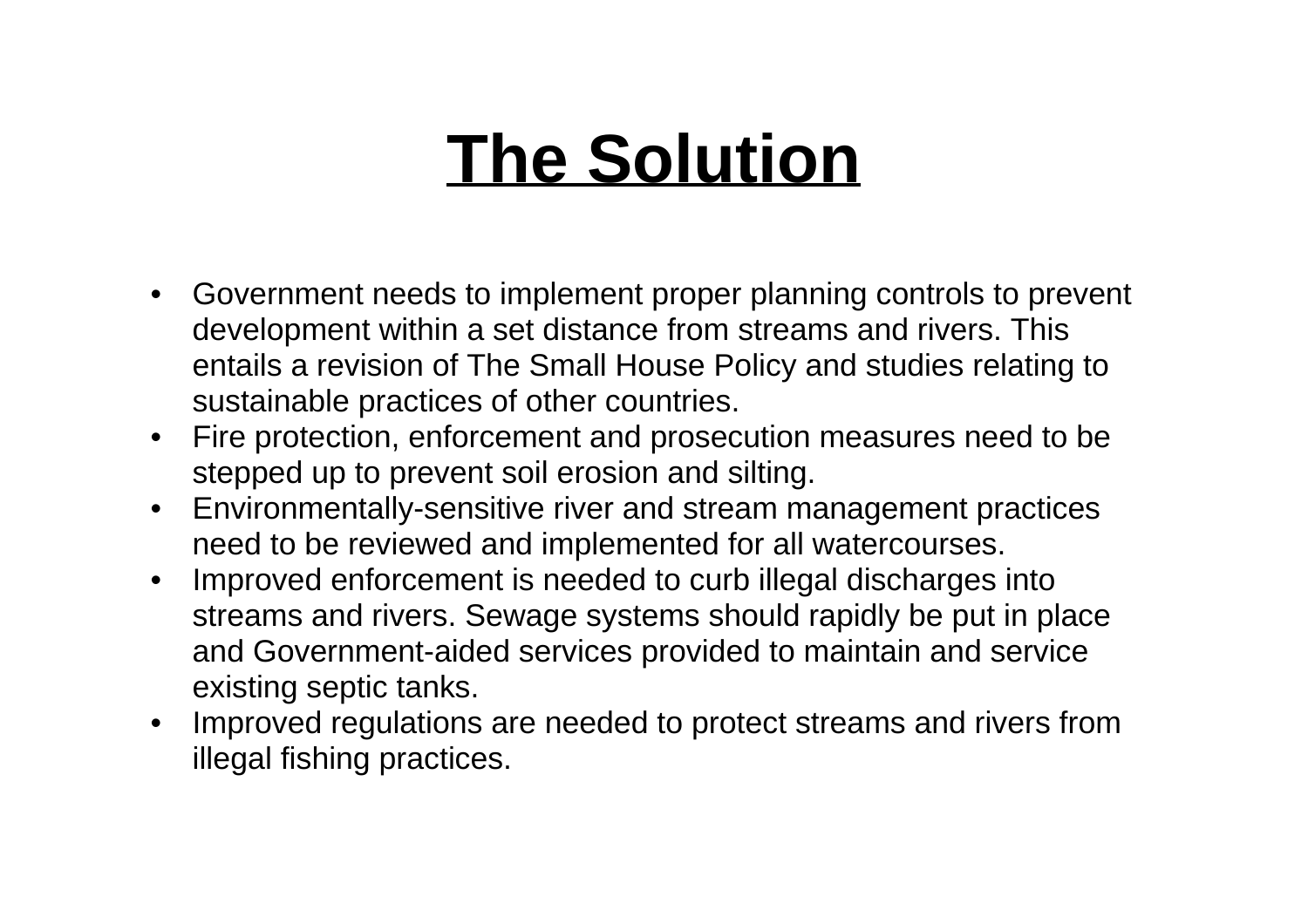# The Solution

- Government needs to implement proper planning controls to prevent development within a set distance from streams and rivers. This entails a revision of The Small House Policy and studies relating to sustainable practices of other countries.
- Fire protection, enforcement and prosecution measures need to be stepped up to prevent soil erosion and silting.
- Environmentally-sensitive river and stream management practices need to be reviewed and implemented for all watercourses.
- Improved enforcement is needed to curb illegal discharges into streams and rivers. Sewage systems should rapidly be put in place and Government-aided services provided to maintain and service existing septic tanks.
- Improved regulations are needed to protect streams and rivers from illegal fishing practices.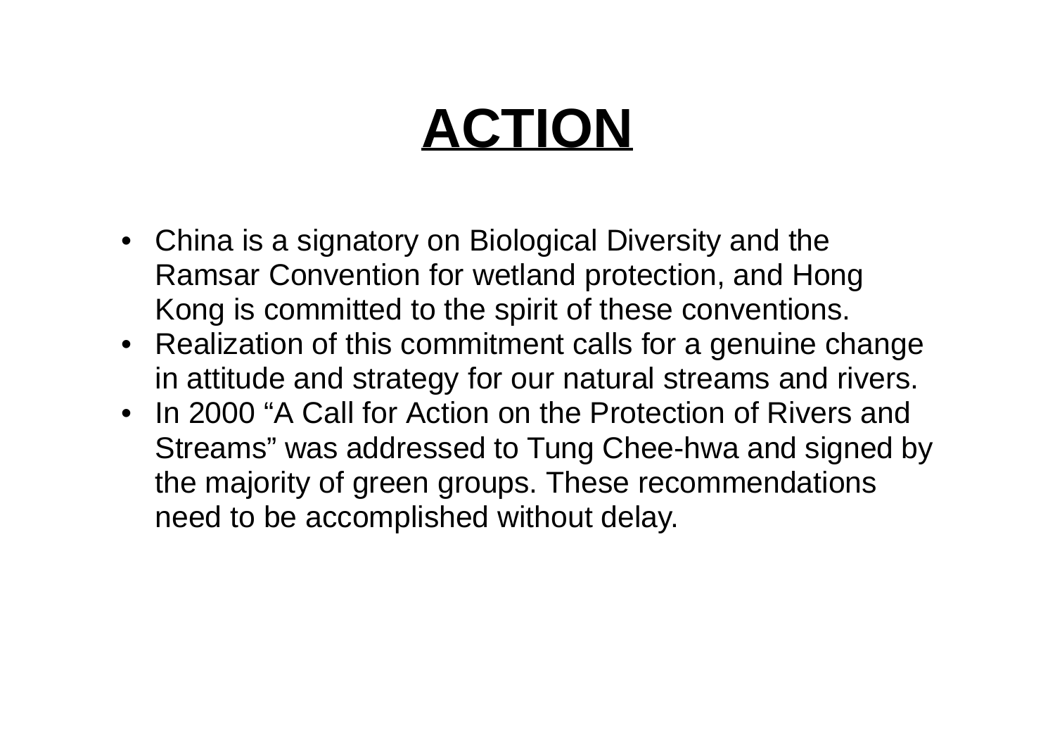# ACTION

- China is a signatory on Biological Diversity and the Ramsar Convention for wetland protection, and Hong Kong is committed to the spirit of these conventions.
- Realization of this commitment calls for a genuine change in attitude and strategy for our natural streams and rivers.
- In 2000 “A Call for Action on the Protection of Rivers and Streams” was addressed to Tung Chee-hwa and signed by the majority of green groups. These recommendations need to be accomplished without delay.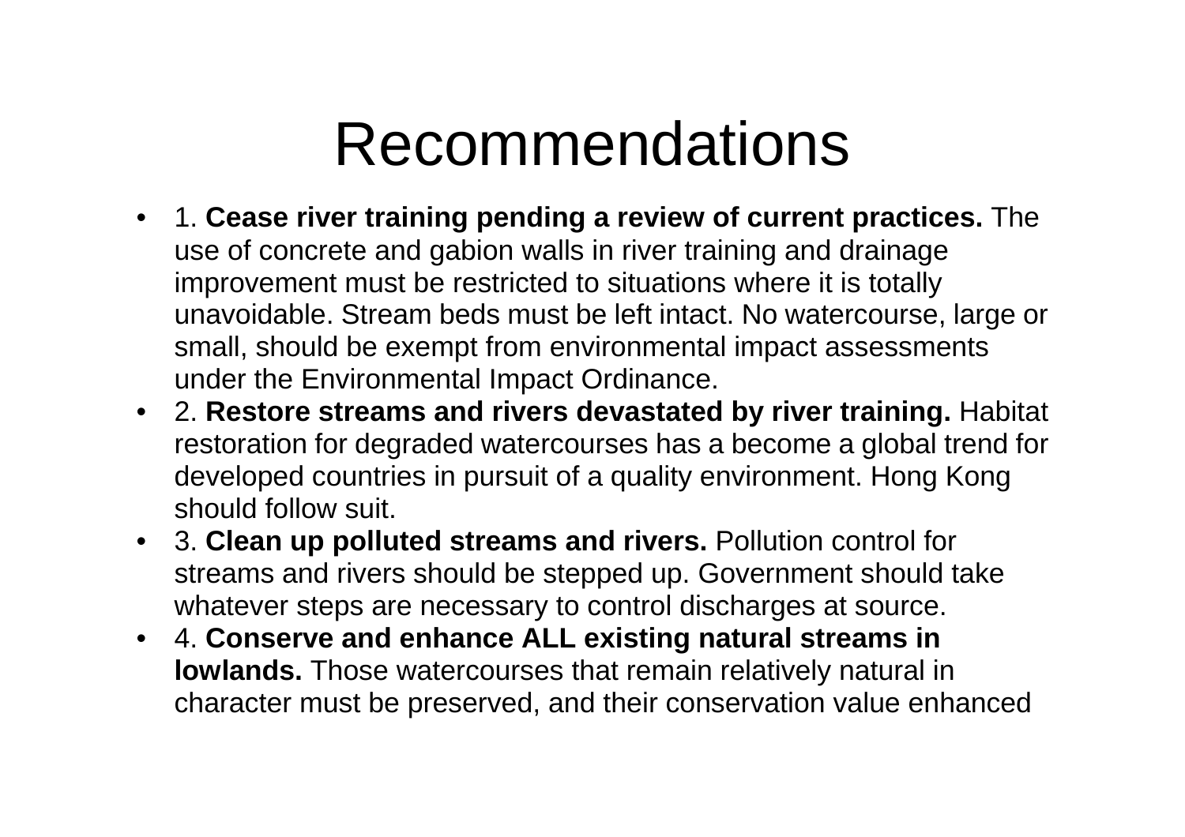# Recommendations

- 1. **Cease river training pending a review of current practices.** The use of concrete and gabion walls in river training and drainage improvement must be restricted to situations where it is totally unavoidable. Stream beds must be left intact. No watercourse, large or small, should be exempt from environmental impact assessments under the Environmental Impact Ordinance.
- 2. **Restore streams and rivers devastated by river training.** Habitat restoration for degraded watercourses has a become a global trend for developed countries in pursuit of a quality environment. Hong Kong should follow suit.
- 3. **Clean up polluted streams and rivers.** Pollution control for streams and rivers should be stepped up. Government should take whatever steps are necessary to control discharges at source.
- 4. **Conserve and enhance ALL existing natural streams in lowlands.** Those watercourses that remain relatively natural in character must be preserved, and their conservation value enhanced